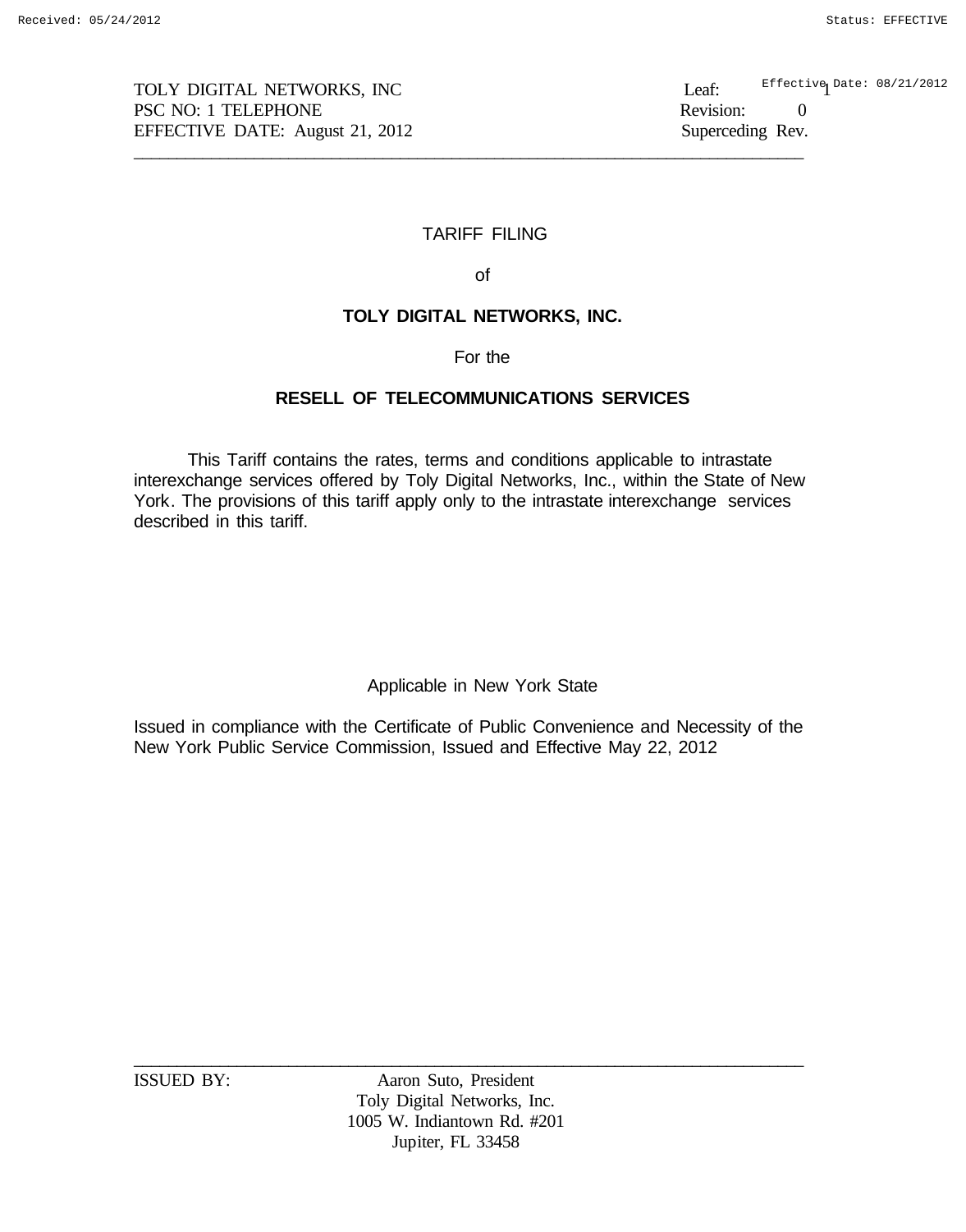TOLY DIGITAL NETWORKS, INC
PSC NO: 1 TELEPHONE
EFFECTIVE DATE: August 21, 2012

Leaf: 1
Revision: 0
Superceding Rev.

TARIFF FILING

of

**TOLY DIGITAL NETWORKS, INC.**

For the

**RESELL OF TELECOMMUNICATIONS SERVICES**

This Tariff contains the rates, terms and conditions applicable to intrastate interexchange services offered by Toly Digital Networks, Inc., within the State of New York. The provisions of this tariff apply only to the intrastate interexchange services described in this tariff.

Applicable in New York State

Issued in compliance with the Certificate of Public Convenience and Necessity of the New York Public Service Commission, Issued and Effective May 22, 2012

ISSUED BY: Aaron Suto, President
Toly Digital Networks, Inc.
1005 W. Indiantown Rd. #201
Jupiter, FL 33458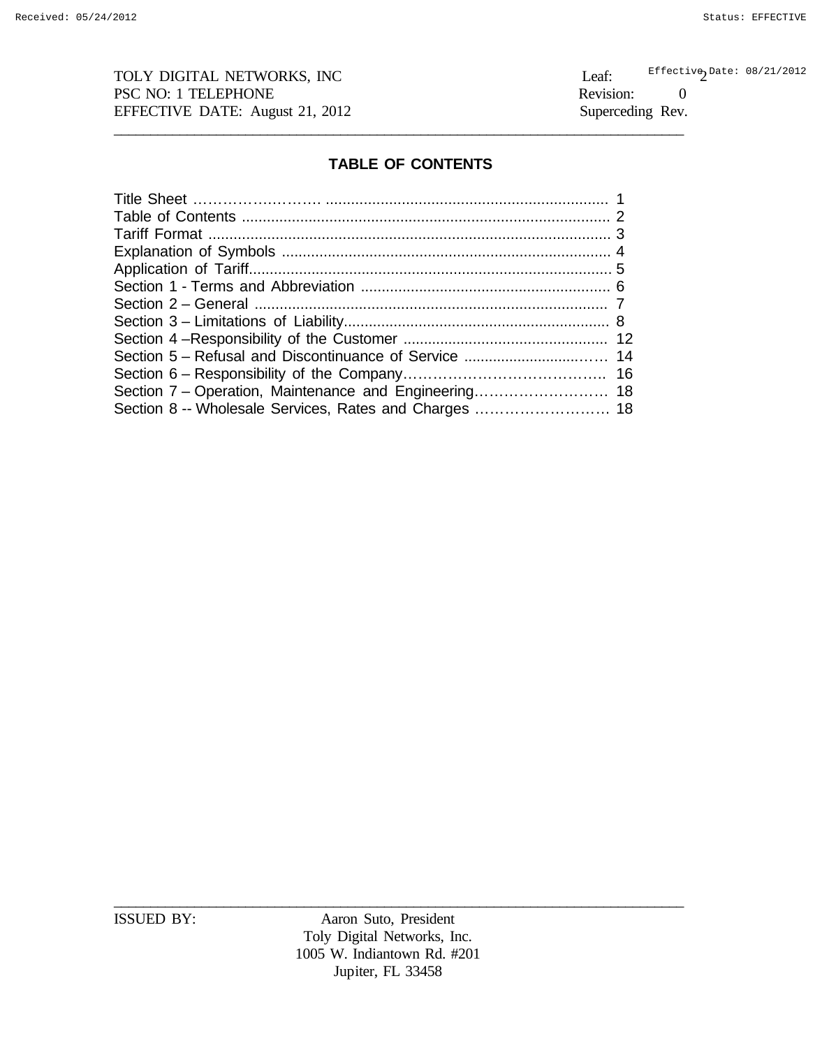TOLY DIGITAL NETWORKS, INC
PSC NO: 1 TELEPHONE
EFFECTIVE DATE: August 21, 2012

Leaf: 2
Revision: 0
Superceding Rev.

## TABLE OF CONTENTS

| | |
|---|---|
| Title Sheet | 1 |
| Table of Contents | 2 |
| Tariff Format | 3 |
| Explanation of Symbols | 4 |
| Application of Tariff | 5 |
| Section 1 - Terms and Abbreviation | 6 |
| Section 2 – General | 7 |
| Section 3 – Limitations of Liability | 8 |
| Section 4 –Responsibility of the Customer | 12 |
| Section 5 – Refusal and Discontinuance of Service | 14 |
| Section 6 – Responsibility of the Company | 16 |
| Section 7 – Operation, Maintenance and Engineering | 18 |
| Section 8 -- Wholesale Services, Rates and Charges | 18 |

ISSUED BY: Aaron Suto, President
Toly Digital Networks, Inc.
1005 W. Indiantown Rd. #201
Jupiter, FL 33458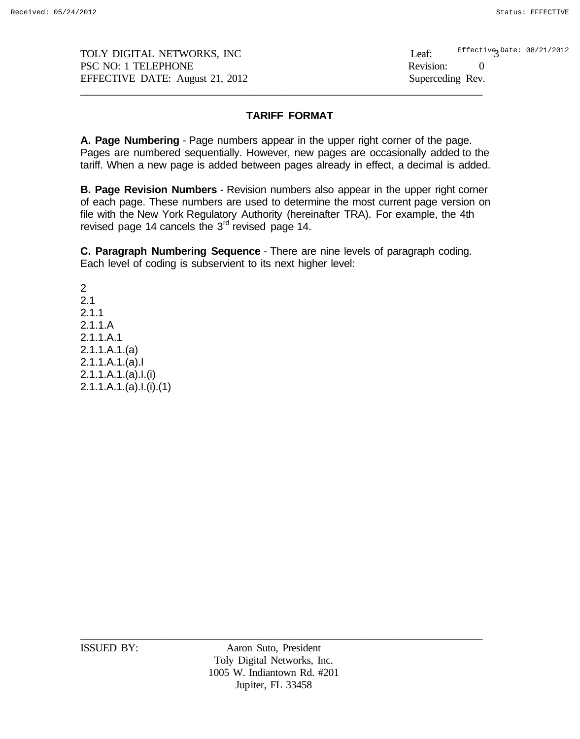## TARIFF FORMAT

**A. Page Numbering** - Page numbers appear in the upper right corner of the page. Pages are numbered sequentially. However, new pages are occasionally added to the tariff. When a new page is added between pages already in effect, a decimal is added.

**B. Page Revision Numbers** - Revision numbers also appear in the upper right corner of each page. These numbers are used to determine the most current page version on file with the New York Regulatory Authority (hereinafter TRA). For example, the 4th revised page 14 cancels the 3rd revised page 14.

**C. Paragraph Numbering Sequence** - There are nine levels of paragraph coding. Each level of coding is subservient to its next higher level:

2
2.1
2.1.1
2.1.1.A
2.1.1.A.1
2.1.1.A.1.(a)
2.1.1.A.1.(a).I
2.1.1.A.1.(a).I.(i)
2.1.1.A.1.(a).I.(i).(1)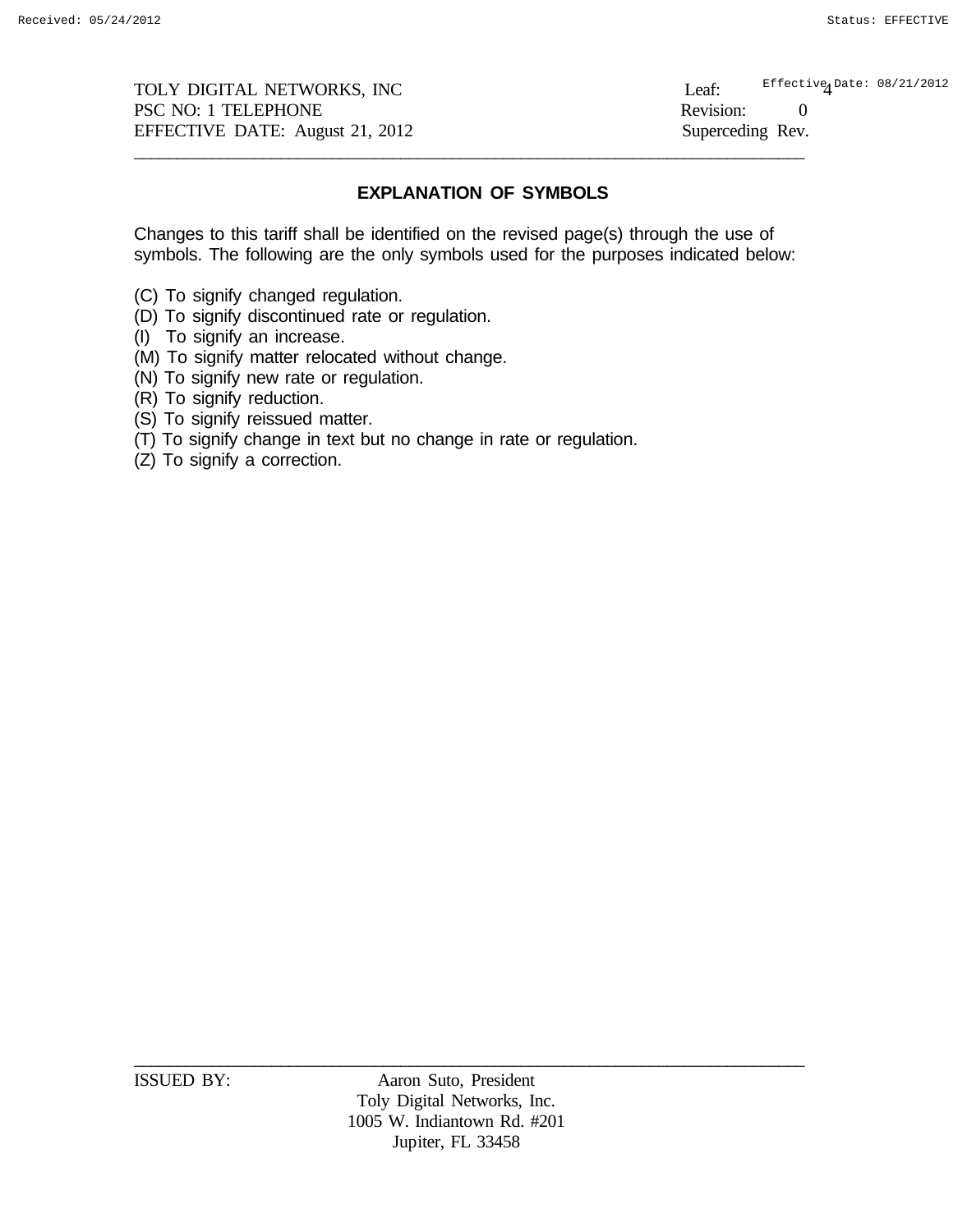TOLY DIGITAL NETWORKS, INC
PSC NO: 1 TELEPHONE
EFFECTIVE DATE: August 21, 2012

Leaf: 4
Revision: 0
Superceding Rev.

## EXPLANATION OF SYMBOLS

Changes to this tariff shall be identified on the revised page(s) through the use of symbols. The following are the only symbols used for the purposes indicated below:

(C) To signify changed regulation.
(D) To signify discontinued rate or regulation.
(I) To signify an increase.
(M) To signify matter relocated without change.
(N) To signify new rate or regulation.
(R) To signify reduction.
(S) To signify reissued matter.
(T) To signify change in text but no change in rate or regulation.
(Z) To signify a correction.

ISSUED BY: Aaron Suto, President
Toly Digital Networks, Inc.
1005 W. Indiantown Rd. #201
Jupiter, FL 33458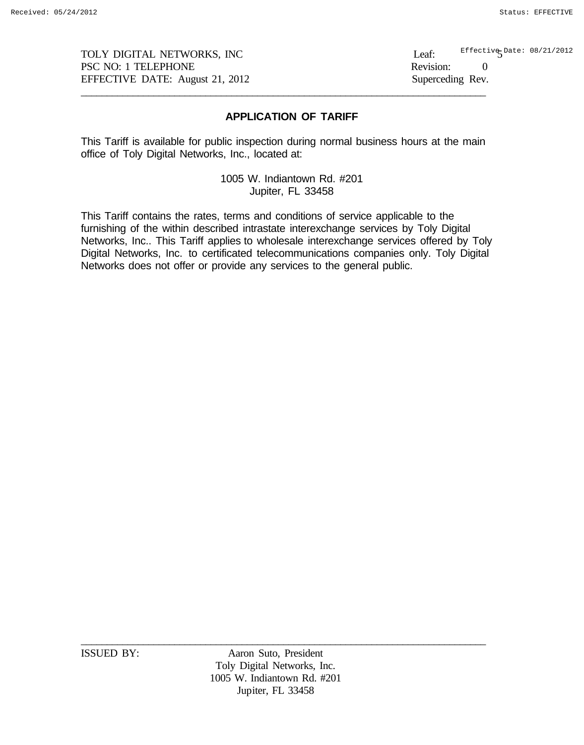## APPLICATION OF TARIFF

This Tariff is available for public inspection during normal business hours at the main office of Toly Digital Networks, Inc., located at:

1005 W. Indiantown Rd. #201
Jupiter, FL 33458

This Tariff contains the rates, terms and conditions of service applicable to the furnishing of the within described intrastate interexchange services by Toly Digital Networks, Inc.. This Tariff applies to wholesale interexchange services offered by Toly Digital Networks, Inc. to certificated telecommunications companies only. Toly Digital Networks does not offer or provide any services to the general public.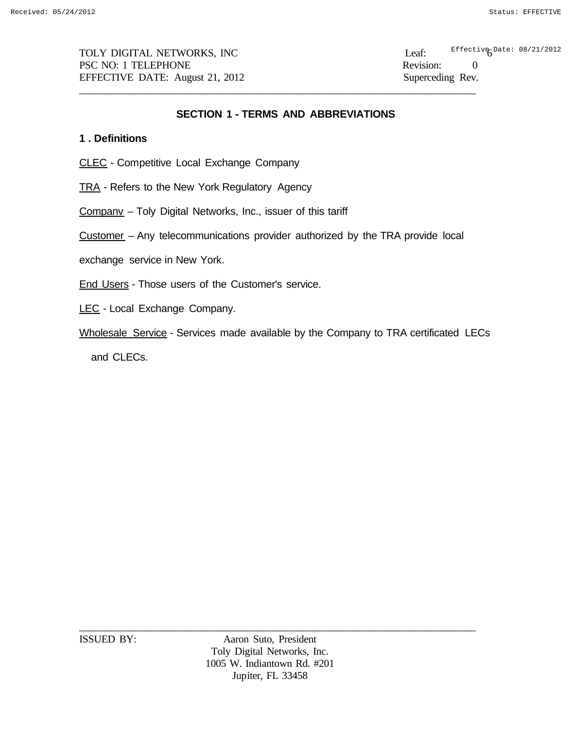## SECTION 1 - TERMS AND ABBREVIATIONS

### 1 . Definitions

CLEC - Competitive Local Exchange Company

TRA - Refers to the New York Regulatory Agency

Companv – Toly Digital Networks, Inc., issuer of this tariff

Customer – Any telecommunications provider authorized by the TRA provide local exchange service in New York.

End Users - Those users of the Customer's service.

LEC - Local Exchange Company.

Wholesale Service - Services made available by the Company to TRA certificated LECs and CLECs.

ISSUED BY: Aaron Suto, President
Toly Digital Networks, Inc.
1005 W. Indiantown Rd. #201
Jupiter, FL 33458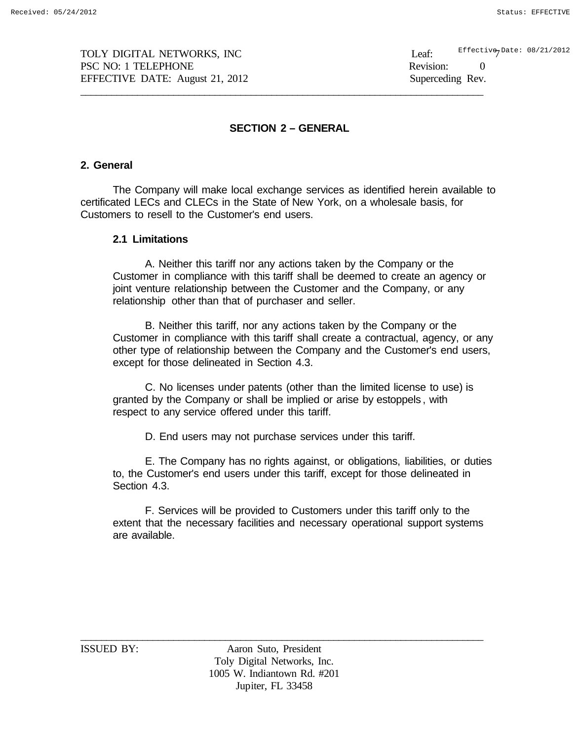## SECTION 2 – GENERAL

### 2. General

The Company will make local exchange services as identified herein available to certificated LECs and CLECs in the State of New York, on a wholesale basis, for Customers to resell to the Customer's end users.

#### 2.1 Limitations

A. Neither this tariff nor any actions taken by the Company or the Customer in compliance with this tariff shall be deemed to create an agency or joint venture relationship between the Customer and the Company, or any relationship other than that of purchaser and seller.

B. Neither this tariff, nor any actions taken by the Company or the Customer in compliance with this tariff shall create a contractual, agency, or any other type of relationship between the Company and the Customer's end users, except for those delineated in Section 4.3.

C. No licenses under patents (other than the limited license to use) is granted by the Company or shall be implied or arise by estoppels, with respect to any service offered under this tariff.

D. End users may not purchase services under this tariff.

E. The Company has no rights against, or obligations, liabilities, or duties to, the Customer's end users under this tariff, except for those delineated in Section 4.3.

F. Services will be provided to Customers under this tariff only to the extent that the necessary facilities and necessary operational support systems are available.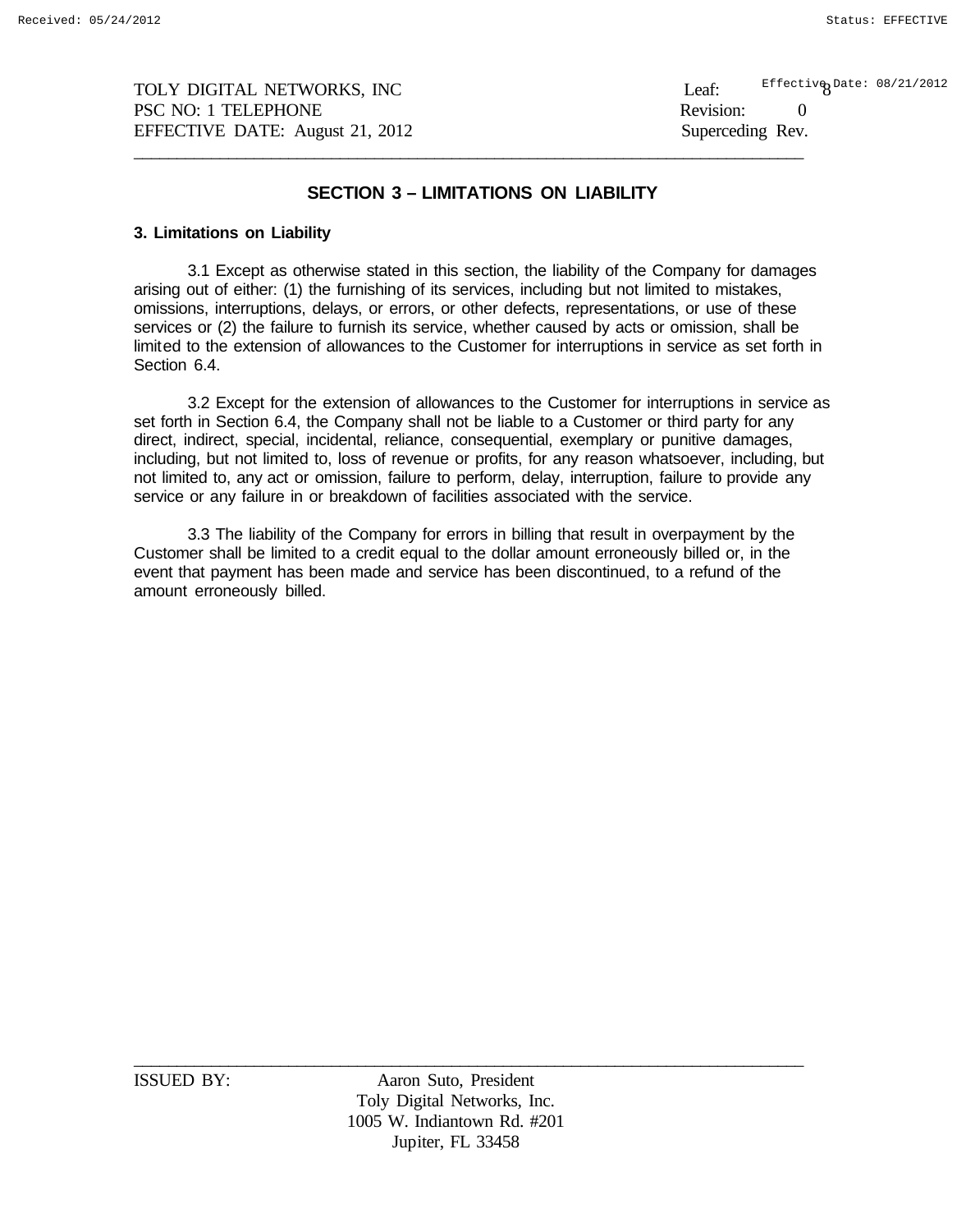## SECTION 3 – LIMITATIONS ON LIABILITY

### 3. Limitations on Liability

3.1 Except as otherwise stated in this section, the liability of the Company for damages arising out of either: (1) the furnishing of its services, including but not limited to mistakes, omissions, interruptions, delays, or errors, or other defects, representations, or use of these services or (2) the failure to furnish its service, whether caused by acts or omission, shall be limited to the extension of allowances to the Customer for interruptions in service as set forth in Section 6.4.

3.2 Except for the extension of allowances to the Customer for interruptions in service as set forth in Section 6.4, the Company shall not be liable to a Customer or third party for any direct, indirect, special, incidental, reliance, consequential, exemplary or punitive damages, including, but not limited to, loss of revenue or profits, for any reason whatsoever, including, but not limited to, any act or omission, failure to perform, delay, interruption, failure to provide any service or any failure in or breakdown of facilities associated with the service.

3.3 The liability of the Company for errors in billing that result in overpayment by the Customer shall be limited to a credit equal to the dollar amount erroneously billed or, in the event that payment has been made and service has been discontinued, to a refund of the amount erroneously billed.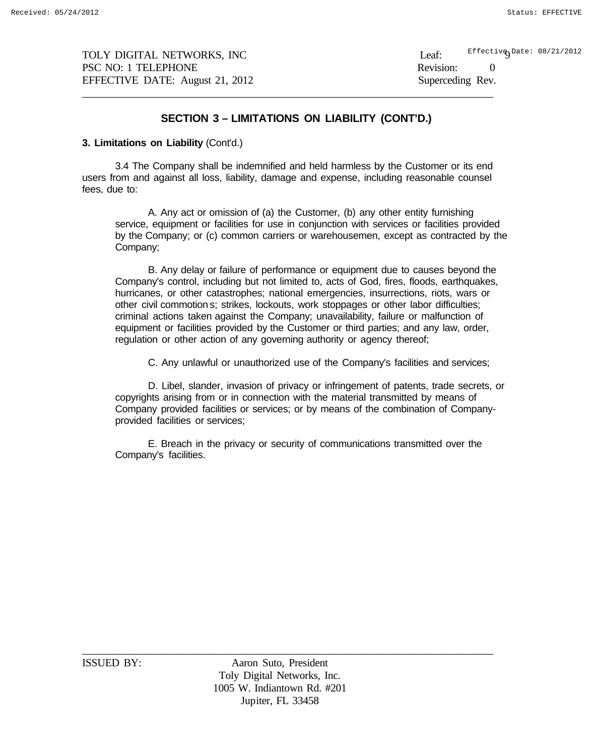## SECTION 3 – LIMITATIONS ON LIABILITY (CONT'D.)

**3. Limitations on Liability** (Cont'd.)

3.4 The Company shall be indemnified and held harmless by the Customer or its end users from and against all loss, liability, damage and expense, including reasonable counsel fees, due to:

A. Any act or omission of (a) the Customer, (b) any other entity furnishing service, equipment or facilities for use in conjunction with services or facilities provided by the Company; or (c) common carriers or warehousemen, except as contracted by the Company;

B. Any delay or failure of performance or equipment due to causes beyond the Company's control, including but not limited to, acts of God, fires, floods, earthquakes, hurricanes, or other catastrophes; national emergencies, insurrections, riots, wars or other civil commotions; strikes, lockouts, work stoppages or other labor difficulties; criminal actions taken against the Company; unavailability, failure or malfunction of equipment or facilities provided by the Customer or third parties; and any law, order, regulation or other action of any governing authority or agency thereof;

C. Any unlawful or unauthorized use of the Company's facilities and services;

D. Libel, slander, invasion of privacy or infringement of patents, trade secrets, or copyrights arising from or in connection with the material transmitted by means of Company provided facilities or services; or by means of the combination of Company-provided facilities or services;

E. Breach in the privacy or security of communications transmitted over the Company's facilities.

ISSUED BY: Aaron Suto, President
Toly Digital Networks, Inc.
1005 W. Indiantown Rd. #201
Jupiter, FL 33458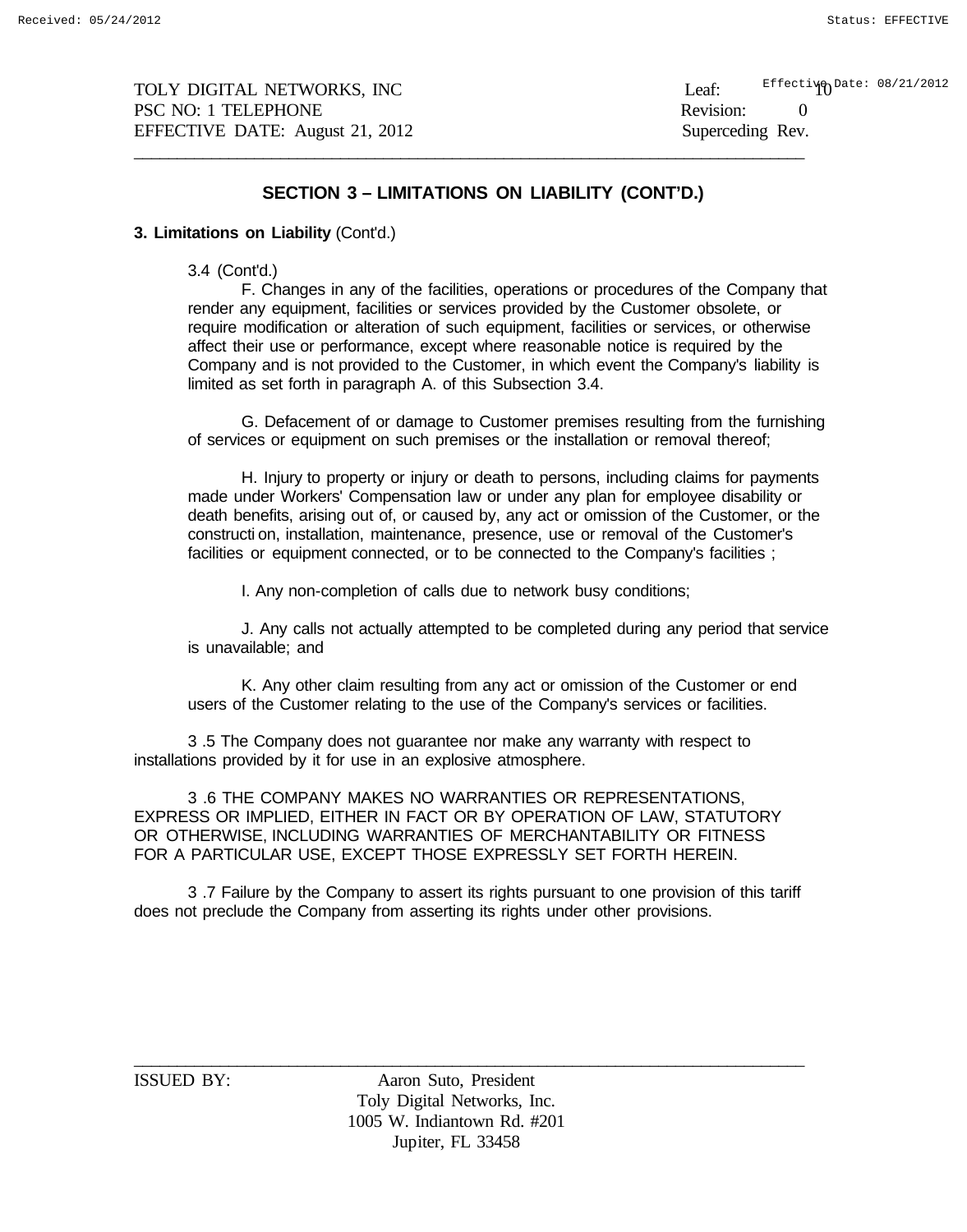## SECTION 3 – LIMITATIONS ON LIABILITY (CONT'D.)

**3. Limitations on Liability** (Cont'd.)

3.4 (Cont'd.)

F. Changes in any of the facilities, operations or procedures of the Company that render any equipment, facilities or services provided by the Customer obsolete, or require modification or alteration of such equipment, facilities or services, or otherwise affect their use or performance, except where reasonable notice is required by the Company and is not provided to the Customer, in which event the Company's liability is limited as set forth in paragraph A. of this Subsection 3.4.

G. Defacement of or damage to Customer premises resulting from the furnishing of services or equipment on such premises or the installation or removal thereof;

H. Injury to property or injury or death to persons, including claims for payments made under Workers' Compensation law or under any plan for employee disability or death benefits, arising out of, or caused by, any act or omission of the Customer, or the construction, installation, maintenance, presence, use or removal of the Customer's facilities or equipment connected, or to be connected to the Company's facilities ;

I. Any non-completion of calls due to network busy conditions;

J. Any calls not actually attempted to be completed during any period that service is unavailable; and

K. Any other claim resulting from any act or omission of the Customer or end users of the Customer relating to the use of the Company's services or facilities.

3 .5 The Company does not guarantee nor make any warranty with respect to installations provided by it for use in an explosive atmosphere.

3 .6 THE COMPANY MAKES NO WARRANTIES OR REPRESENTATIONS, EXPRESS OR IMPLIED, EITHER IN FACT OR BY OPERATION OF LAW, STATUTORY OR OTHERWISE, INCLUDING WARRANTIES OF MERCHANTABILITY OR FITNESS FOR A PARTICULAR USE, EXCEPT THOSE EXPRESSLY SET FORTH HEREIN.

3 .7 Failure by the Company to assert its rights pursuant to one provision of this tariff does not preclude the Company from asserting its rights under other provisions.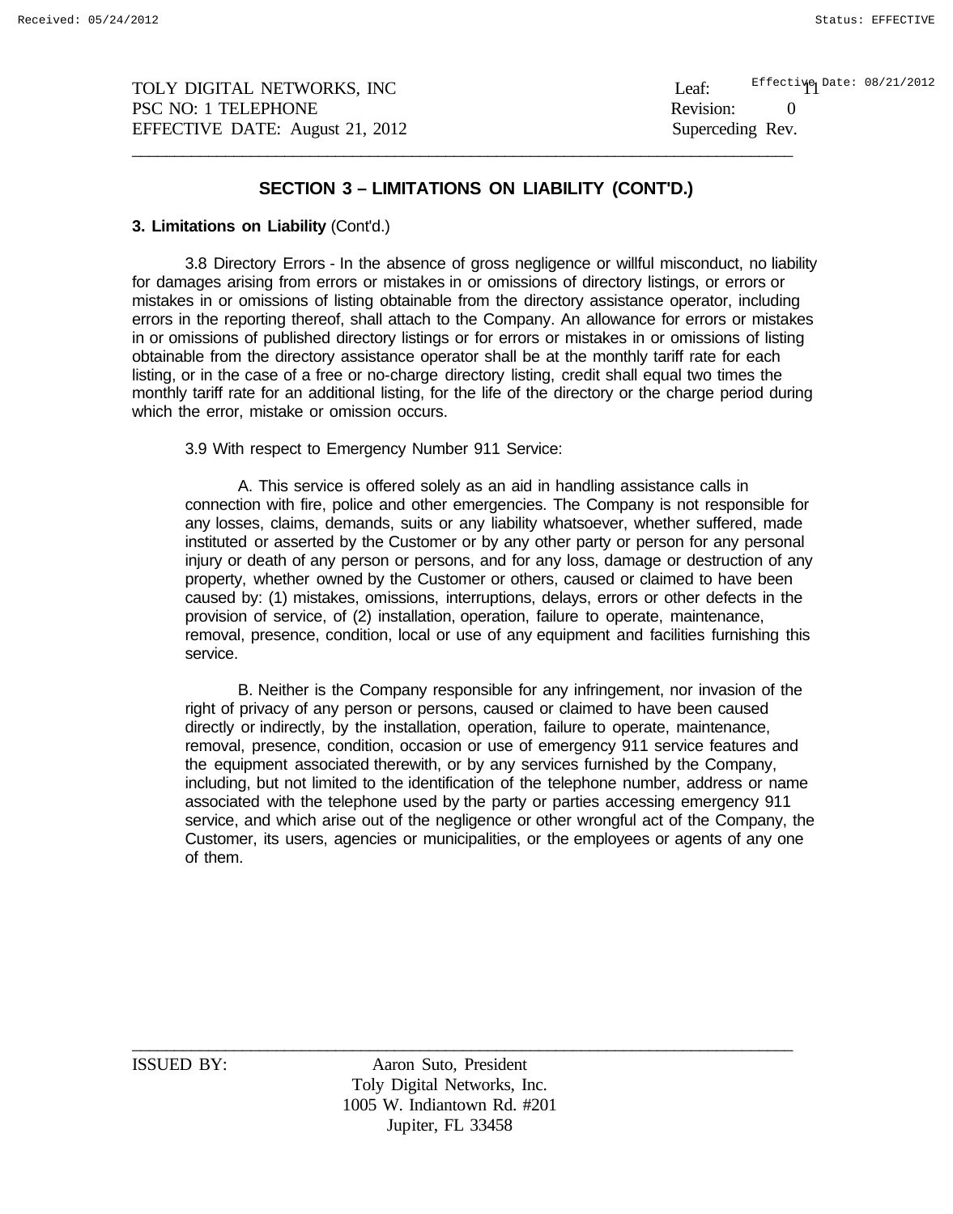## SECTION 3 – LIMITATIONS ON LIABILITY (CONT'D.)

**3. Limitations on Liability** (Cont'd.)

3.8 Directory Errors - In the absence of gross negligence or willful misconduct, no liability for damages arising from errors or mistakes in or omissions of directory listings, or errors or mistakes in or omissions of listing obtainable from the directory assistance operator, including errors in the reporting thereof, shall attach to the Company. An allowance for errors or mistakes in or omissions of published directory listings or for errors or mistakes in or omissions of listing obtainable from the directory assistance operator shall be at the monthly tariff rate for each listing, or in the case of a free or no-charge directory listing, credit shall equal two times the monthly tariff rate for an additional listing, for the life of the directory or the charge period during which the error, mistake or omission occurs.

3.9 With respect to Emergency Number 911 Service:

A. This service is offered solely as an aid in handling assistance calls in connection with fire, police and other emergencies. The Company is not responsible for any losses, claims, demands, suits or any liability whatsoever, whether suffered, made instituted or asserted by the Customer or by any other party or person for any personal injury or death of any person or persons, and for any loss, damage or destruction of any property, whether owned by the Customer or others, caused or claimed to have been caused by: (1) mistakes, omissions, interruptions, delays, errors or other defects in the provision of service, of (2) installation, operation, failure to operate, maintenance, removal, presence, condition, local or use of any equipment and facilities furnishing this service.

B. Neither is the Company responsible for any infringement, nor invasion of the right of privacy of any person or persons, caused or claimed to have been caused directly or indirectly, by the installation, operation, failure to operate, maintenance, removal, presence, condition, occasion or use of emergency 911 service features and the equipment associated therewith, or by any services furnished by the Company, including, but not limited to the identification of the telephone number, address or name associated with the telephone used by the party or parties accessing emergency 911 service, and which arise out of the negligence or other wrongful act of the Company, the Customer, its users, agencies or municipalities, or the employees or agents of any one of them.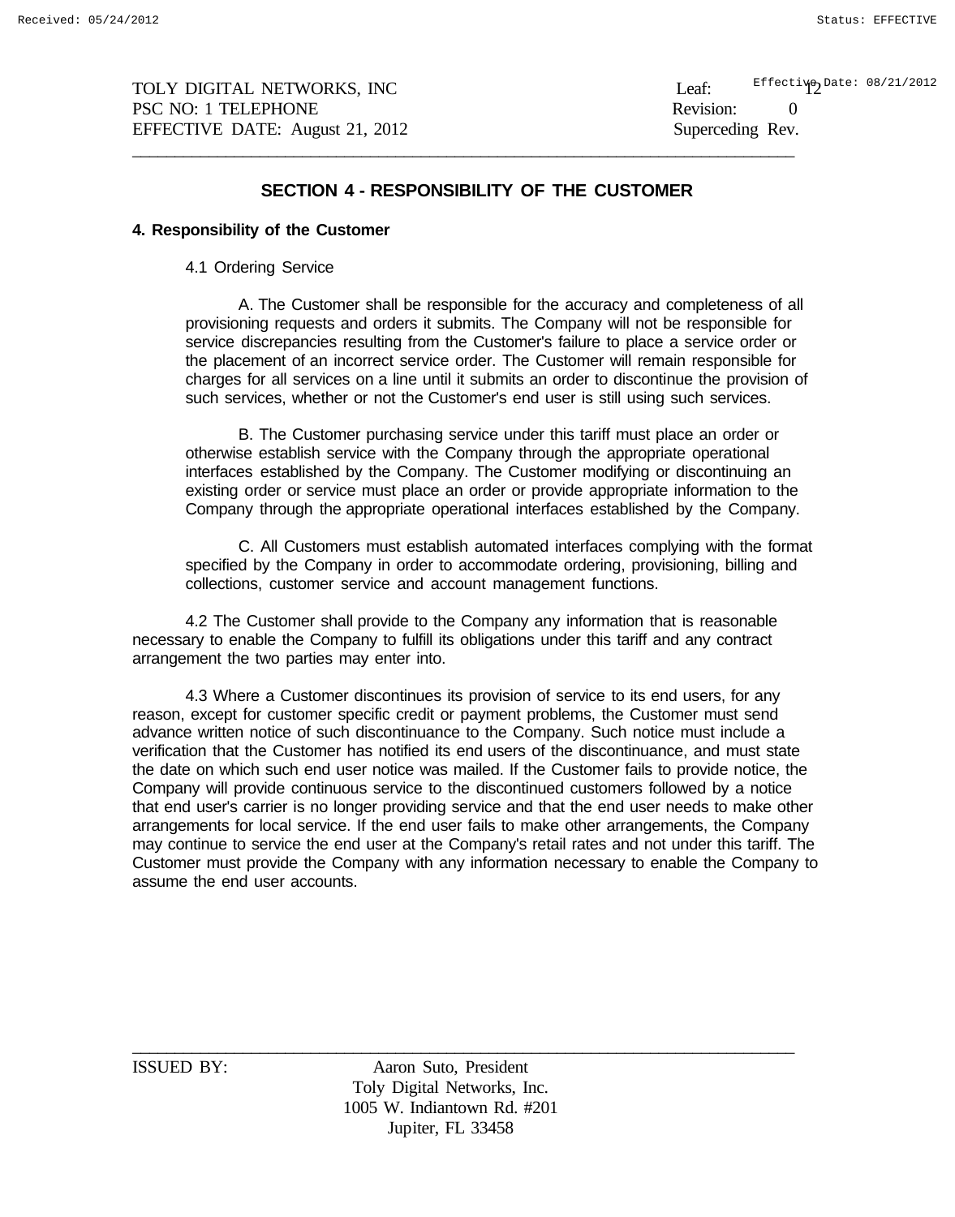## SECTION 4 - RESPONSIBILITY OF THE CUSTOMER

### 4. Responsibility of the Customer

4.1 Ordering Service

A. The Customer shall be responsible for the accuracy and completeness of all provisioning requests and orders it submits. The Company will not be responsible for service discrepancies resulting from the Customer's failure to place a service order or the placement of an incorrect service order. The Customer will remain responsible for charges for all services on a line until it submits an order to discontinue the provision of such services, whether or not the Customer's end user is still using such services.

B. The Customer purchasing service under this tariff must place an order or otherwise establish service with the Company through the appropriate operational interfaces established by the Company. The Customer modifying or discontinuing an existing order or service must place an order or provide appropriate information to the Company through the appropriate operational interfaces established by the Company.

C. All Customers must establish automated interfaces complying with the format specified by the Company in order to accommodate ordering, provisioning, billing and collections, customer service and account management functions.

4.2 The Customer shall provide to the Company any information that is reasonable necessary to enable the Company to fulfill its obligations under this tariff and any contract arrangement the two parties may enter into.

4.3 Where a Customer discontinues its provision of service to its end users, for any reason, except for customer specific credit or payment problems, the Customer must send advance written notice of such discontinuance to the Company. Such notice must include a verification that the Customer has notified its end users of the discontinuance, and must state the date on which such end user notice was mailed. If the Customer fails to provide notice, the Company will provide continuous service to the discontinued customers followed by a notice that end user's carrier is no longer providing service and that the end user needs to make other arrangements for local service. If the end user fails to make other arrangements, the Company may continue to service the end user at the Company's retail rates and not under this tariff. The Customer must provide the Company with any information necessary to enable the Company to assume the end user accounts.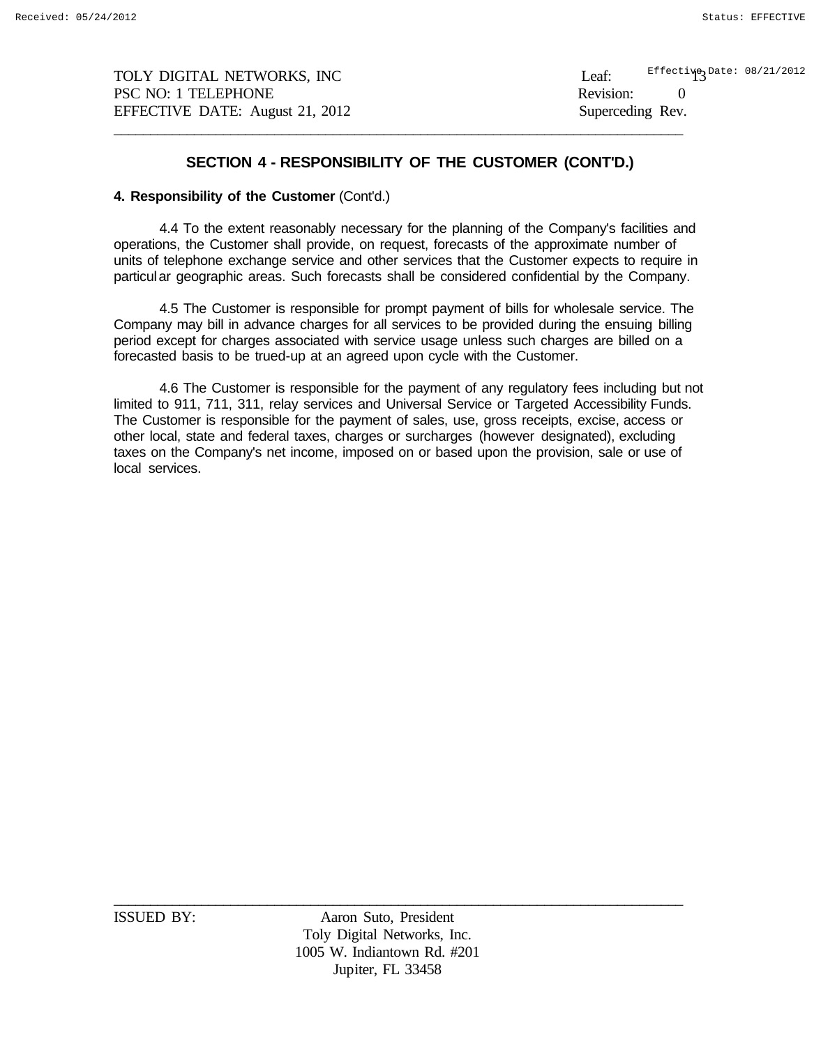## SECTION 4 - RESPONSIBILITY OF THE CUSTOMER (CONT'D.)

**4. Responsibility of the Customer** (Cont'd.)

4.4 To the extent reasonably necessary for the planning of the Company's facilities and operations, the Customer shall provide, on request, forecasts of the approximate number of units of telephone exchange service and other services that the Customer expects to require in particular geographic areas. Such forecasts shall be considered confidential by the Company.

4.5 The Customer is responsible for prompt payment of bills for wholesale service. The Company may bill in advance charges for all services to be provided during the ensuing billing period except for charges associated with service usage unless such charges are billed on a forecasted basis to be trued-up at an agreed upon cycle with the Customer.

4.6 The Customer is responsible for the payment of any regulatory fees including but not limited to 911, 711, 311, relay services and Universal Service or Targeted Accessibility Funds. The Customer is responsible for the payment of sales, use, gross receipts, excise, access or other local, state and federal taxes, charges or surcharges (however designated), excluding taxes on the Company's net income, imposed on or based upon the provision, sale or use of local services.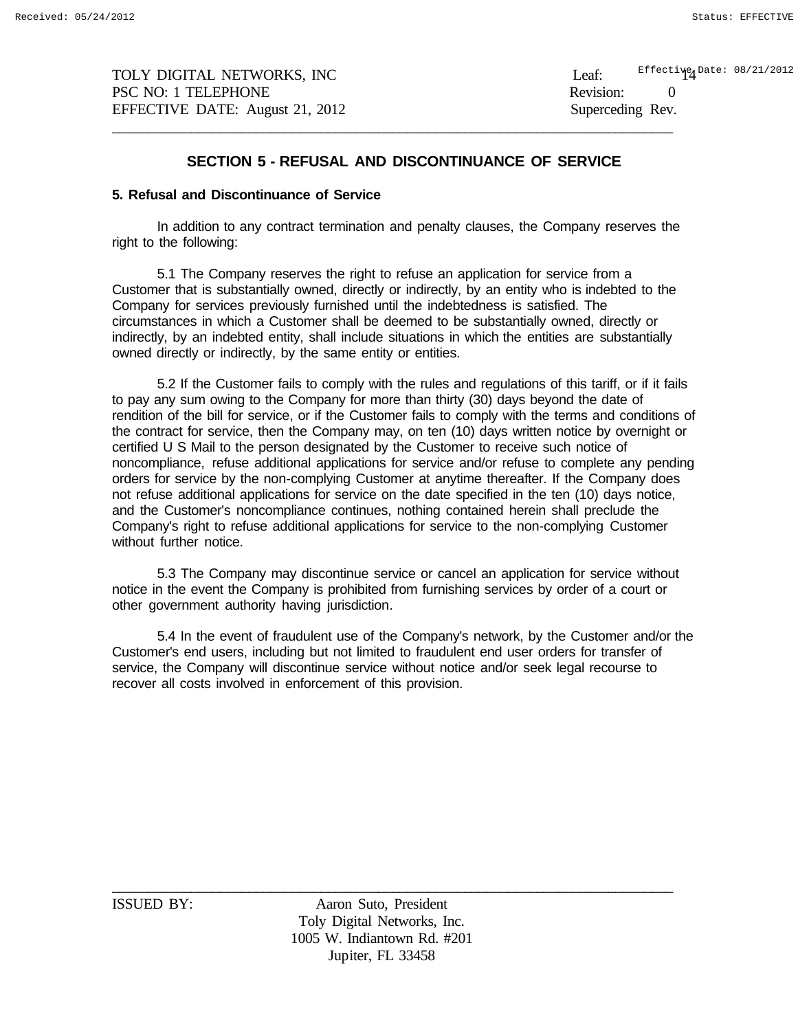## SECTION 5 - REFUSAL AND DISCONTINUANCE OF SERVICE

### 5. Refusal and Discontinuance of Service

In addition to any contract termination and penalty clauses, the Company reserves the right to the following:

5.1 The Company reserves the right to refuse an application for service from a Customer that is substantially owned, directly or indirectly, by an entity who is indebted to the Company for services previously furnished until the indebtedness is satisfied. The circumstances in which a Customer shall be deemed to be substantially owned, directly or indirectly, by an indebted entity, shall include situations in which the entities are substantially owned directly or indirectly, by the same entity or entities.

5.2 If the Customer fails to comply with the rules and regulations of this tariff, or if it fails to pay any sum owing to the Company for more than thirty (30) days beyond the date of rendition of the bill for service, or if the Customer fails to comply with the terms and conditions of the contract for service, then the Company may, on ten (10) days written notice by overnight or certified U S Mail to the person designated by the Customer to receive such notice of noncompliance, refuse additional applications for service and/or refuse to complete any pending orders for service by the non-complying Customer at anytime thereafter. If the Company does not refuse additional applications for service on the date specified in the ten (10) days notice, and the Customer's noncompliance continues, nothing contained herein shall preclude the Company's right to refuse additional applications for service to the non-complying Customer without further notice.

5.3 The Company may discontinue service or cancel an application for service without notice in the event the Company is prohibited from furnishing services by order of a court or other government authority having jurisdiction.

5.4 In the event of fraudulent use of the Company's network, by the Customer and/or the Customer's end users, including but not limited to fraudulent end user orders for transfer of service, the Company will discontinue service without notice and/or seek legal recourse to recover all costs involved in enforcement of this provision.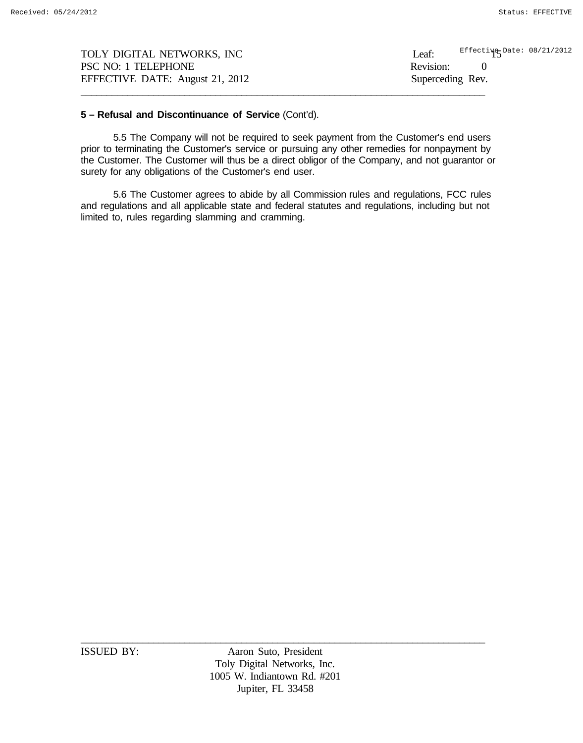**5 – Refusal and Discontinuance of Service** (Cont'd).

5.5 The Company will not be required to seek payment from the Customer's end users prior to terminating the Customer's service or pursuing any other remedies for nonpayment by the Customer. The Customer will thus be a direct obligor of the Company, and not guarantor or surety for any obligations of the Customer's end user.

5.6 The Customer agrees to abide by all Commission rules and regulations, FCC rules and regulations and all applicable state and federal statutes and regulations, including but not limited to, rules regarding slamming and cramming.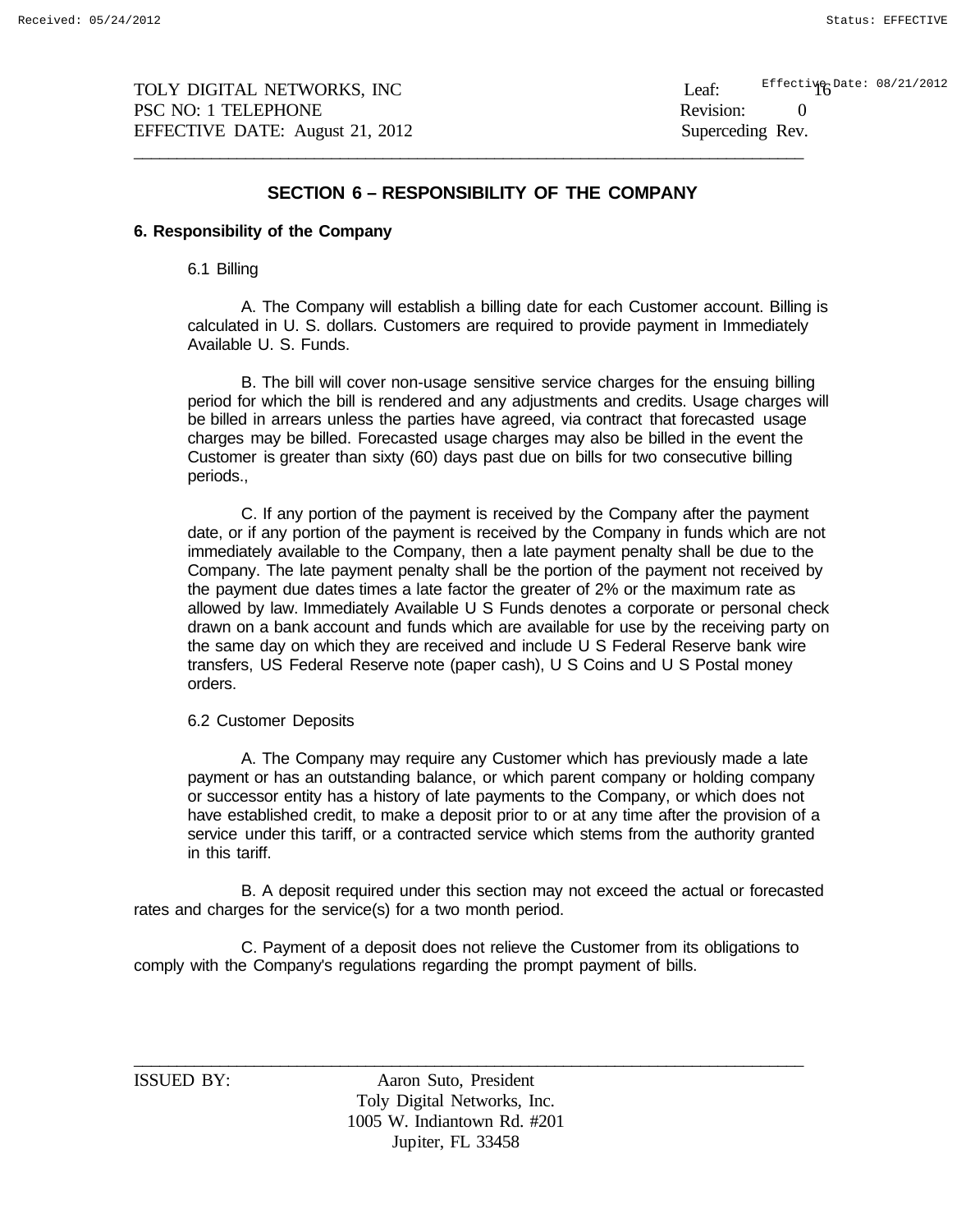## SECTION 6 – RESPONSIBILITY OF THE COMPANY

### 6. Responsibility of the Company

6.1 Billing

A. The Company will establish a billing date for each Customer account. Billing is calculated in U. S. dollars. Customers are required to provide payment in Immediately Available U. S. Funds.

B. The bill will cover non-usage sensitive service charges for the ensuing billing period for which the bill is rendered and any adjustments and credits. Usage charges will be billed in arrears unless the parties have agreed, via contract that forecasted usage charges may be billed. Forecasted usage charges may also be billed in the event the Customer is greater than sixty (60) days past due on bills for two consecutive billing periods.,

C. If any portion of the payment is received by the Company after the payment date, or if any portion of the payment is received by the Company in funds which are not immediately available to the Company, then a late payment penalty shall be due to the Company. The late payment penalty shall be the portion of the payment not received by the payment due dates times a late factor the greater of 2% or the maximum rate as allowed by law. Immediately Available U S Funds denotes a corporate or personal check drawn on a bank account and funds which are available for use by the receiving party on the same day on which they are received and include U S Federal Reserve bank wire transfers, US Federal Reserve note (paper cash), U S Coins and U S Postal money orders.

6.2 Customer Deposits

A. The Company may require any Customer which has previously made a late payment or has an outstanding balance, or which parent company or holding company or successor entity has a history of late payments to the Company, or which does not have established credit, to make a deposit prior to or at any time after the provision of a service under this tariff, or a contracted service which stems from the authority granted in this tariff.

B. A deposit required under this section may not exceed the actual or forecasted rates and charges for the service(s) for a two month period.

C. Payment of a deposit does not relieve the Customer from its obligations to comply with the Company's regulations regarding the prompt payment of bills.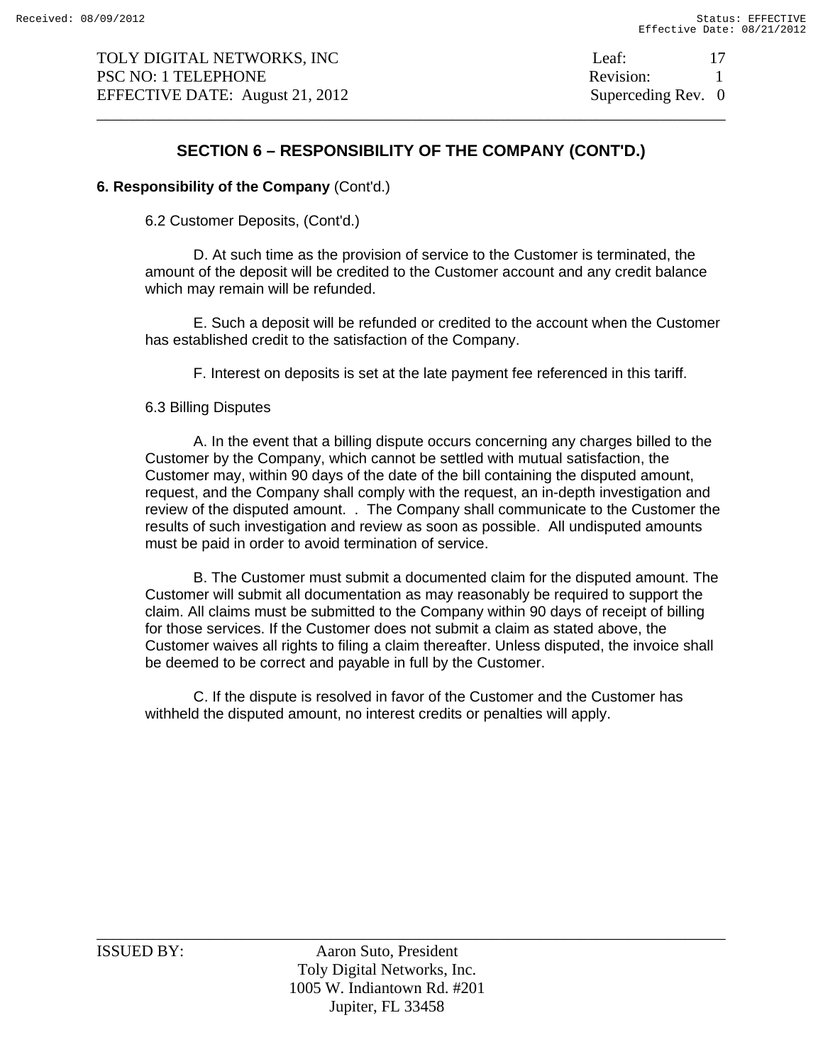## SECTION 6 – RESPONSIBILITY OF THE COMPANY (CONT'D.)

**6. Responsibility of the Company** (Cont'd.)

6.2 Customer Deposits, (Cont'd.)

D. At such time as the provision of service to the Customer is terminated, the amount of the deposit will be credited to the Customer account and any credit balance which may remain will be refunded.

E. Such a deposit will be refunded or credited to the account when the Customer has established credit to the satisfaction of the Company.

F. Interest on deposits is set at the late payment fee referenced in this tariff.

6.3 Billing Disputes

A. In the event that a billing dispute occurs concerning any charges billed to the Customer by the Company, which cannot be settled with mutual satisfaction, the Customer may, within 90 days of the date of the bill containing the disputed amount, request, and the Company shall comply with the request, an in-depth investigation and review of the disputed amount. . The Company shall communicate to the Customer the results of such investigation and review as soon as possible. All undisputed amounts must be paid in order to avoid termination of service.

B. The Customer must submit a documented claim for the disputed amount. The Customer will submit all documentation as may reasonably be required to support the claim. All claims must be submitted to the Company within 90 days of receipt of billing for those services. If the Customer does not submit a claim as stated above, the Customer waives all rights to filing a claim thereafter. Unless disputed, the invoice shall be deemed to be correct and payable in full by the Customer.

C. If the dispute is resolved in favor of the Customer and the Customer has withheld the disputed amount, no interest credits or penalties will apply.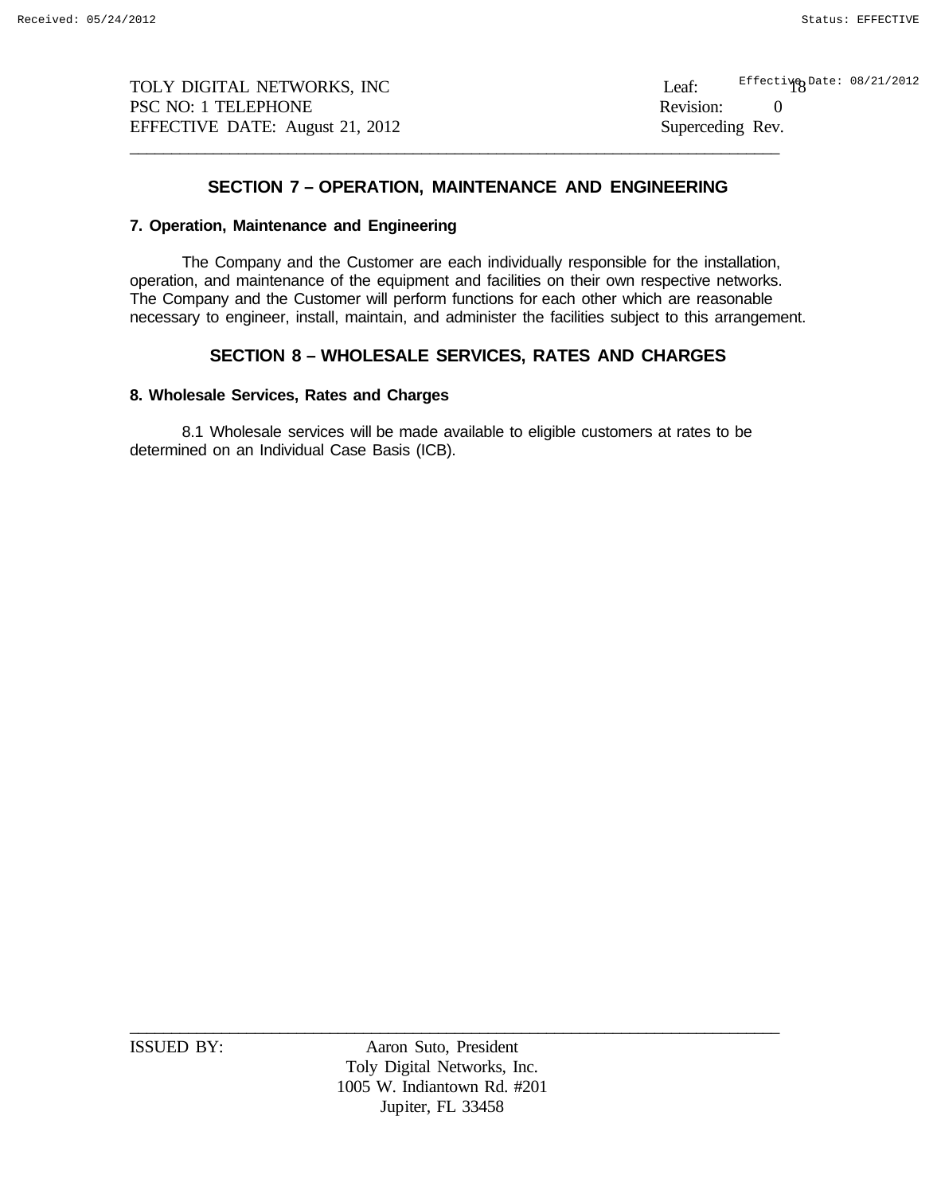## SECTION 7 – OPERATION, MAINTENANCE AND ENGINEERING

### 7. Operation, Maintenance and Engineering

The Company and the Customer are each individually responsible for the installation, operation, and maintenance of the equipment and facilities on their own respective networks. The Company and the Customer will perform functions for each other which are reasonable necessary to engineer, install, maintain, and administer the facilities subject to this arrangement.

## SECTION 8 – WHOLESALE SERVICES, RATES AND CHARGES

### 8. Wholesale Services, Rates and Charges

8.1 Wholesale services will be made available to eligible customers at rates to be determined on an Individual Case Basis (ICB).

ISSUED BY: Aaron Suto, President
Toly Digital Networks, Inc.
1005 W. Indiantown Rd. #201
Jupiter, FL 33458